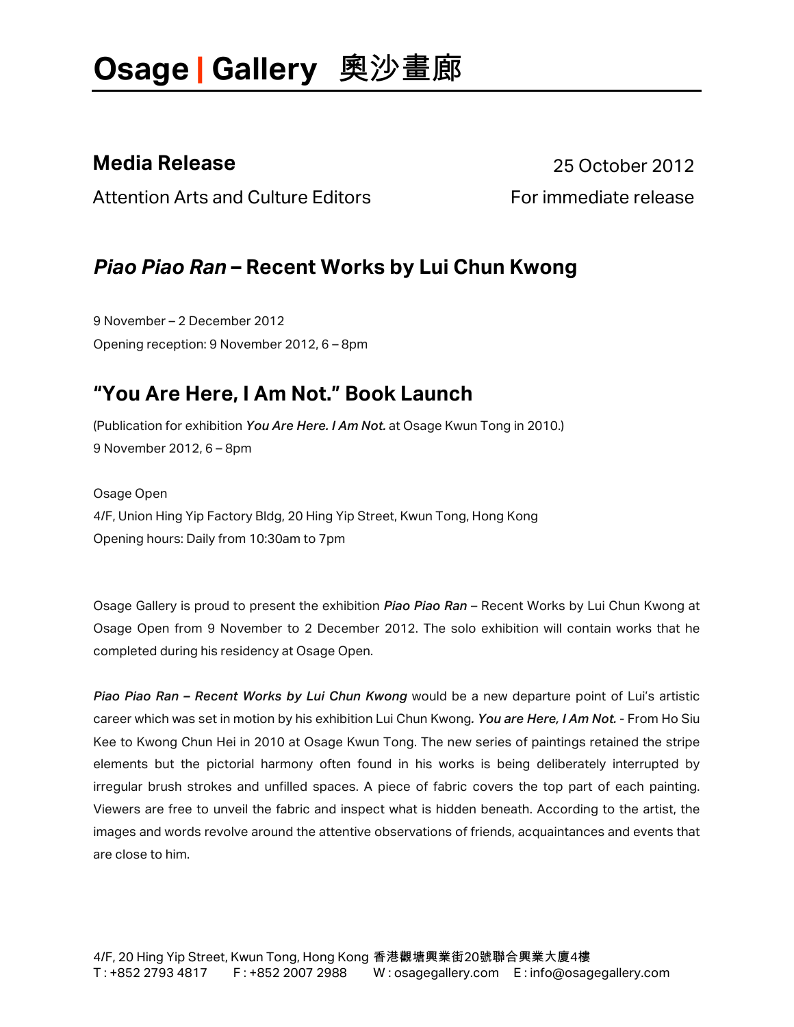# Osage | Gallery 奥沙畫廊

**Media Release** 25 October 2012

Attention Arts and Culture Editors For immediate release

## *Piao Piao Ran* – Recent Works by Lui Chun Kwong

9 November – 2 December 2012

Opening reception: 9 November 2012, 6 – 8pm

## "You Are Here, I Am Not." Book Launch

(Publication for exhibition ***You Are Here. I Am Not.*** at Osage Kwun Tong in 2010.)

9 November 2012, 6 – 8pm

Osage Open

4/F, Union Hing Yip Factory Bldg, 20 Hing Yip Street, Kwun Tong, Hong Kong

Opening hours: Daily from 10:30am to 7pm

Osage Gallery is proud to present the exhibition ***Piao Piao Ran*** – Recent Works by Lui Chun Kwong at Osage Open from 9 November to 2 December 2012. The solo exhibition will contain works that he completed during his residency at Osage Open.

***Piao Piao Ran – Recent Works by Lui Chun Kwong*** would be a new departure point of Lui's artistic career which was set in motion by his exhibition Lui Chun Kwong***. You are Here, I Am Not.*** - From Ho Siu Kee to Kwong Chun Hei in 2010 at Osage Kwun Tong. The new series of paintings retained the stripe elements but the pictorial harmony often found in his works is being deliberately interrupted by irregular brush strokes and unfilled spaces. A piece of fabric covers the top part of each painting. Viewers are free to unveil the fabric and inspect what is hidden beneath. According to the artist, the images and words revolve around the attentive observations of friends, acquaintances and events that are close to him.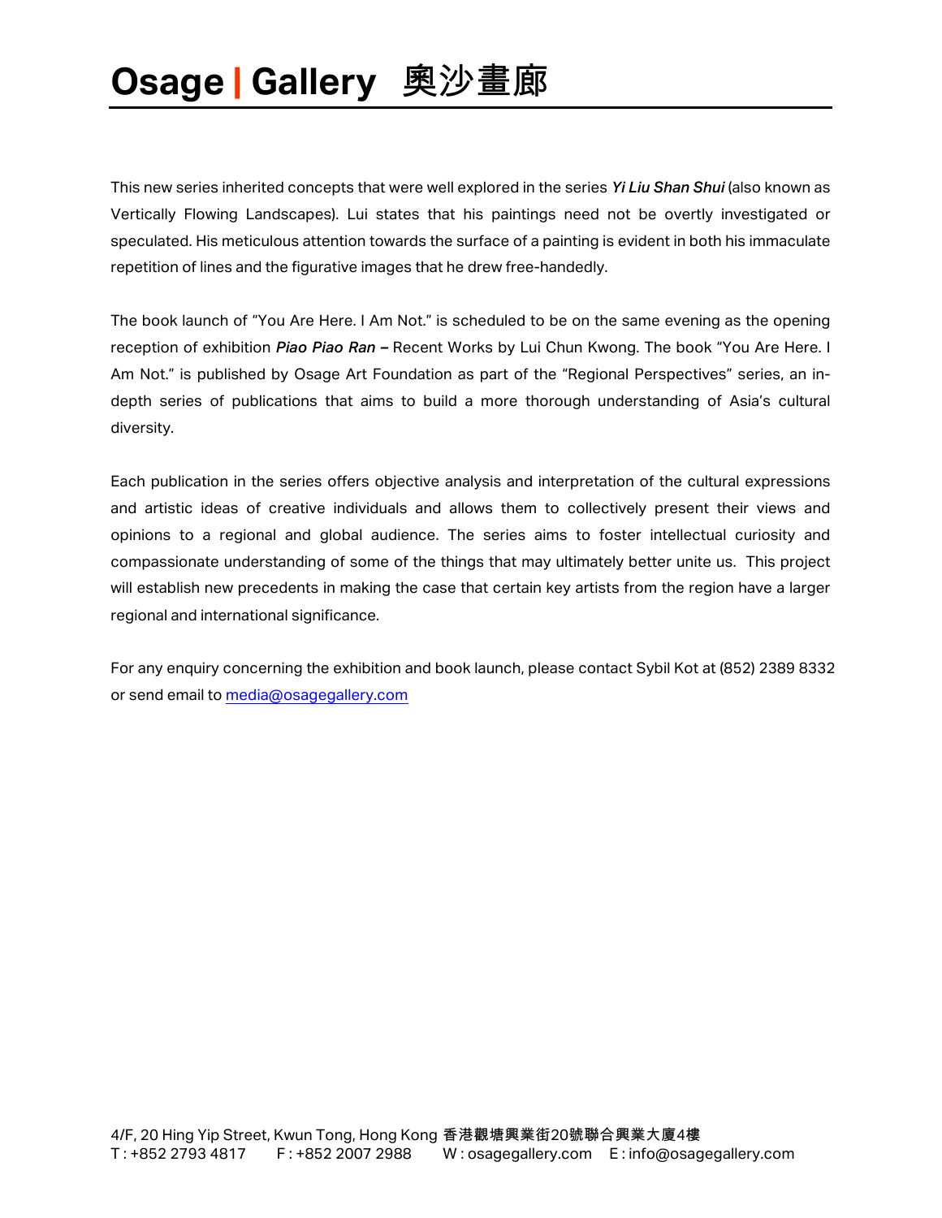This new series inherited concepts that were well explored in the series ***Yi Liu Shan Shui*** (also known as Vertically Flowing Landscapes). Lui states that his paintings need not be overtly investigated or speculated. His meticulous attention towards the surface of a painting is evident in both his immaculate repetition of lines and the figurative images that he drew free-handedly.

The book launch of "You Are Here. I Am Not." is scheduled to be on the same evening as the opening reception of exhibition ***Piao Piao Ran –*** Recent Works by Lui Chun Kwong. The book "You Are Here. I Am Not." is published by Osage Art Foundation as part of the "Regional Perspectives" series, an in-depth series of publications that aims to build a more thorough understanding of Asia's cultural diversity.

Each publication in the series offers objective analysis and interpretation of the cultural expressions and artistic ideas of creative individuals and allows them to collectively present their views and opinions to a regional and global audience. The series aims to foster intellectual curiosity and compassionate understanding of some of the things that may ultimately better unite us. This project will establish new precedents in making the case that certain key artists from the region have a larger regional and international significance.

For any enquiry concerning the exhibition and book launch, please contact Sybil Kot at (852) 2389 8332 or send email to media@osagegallery.com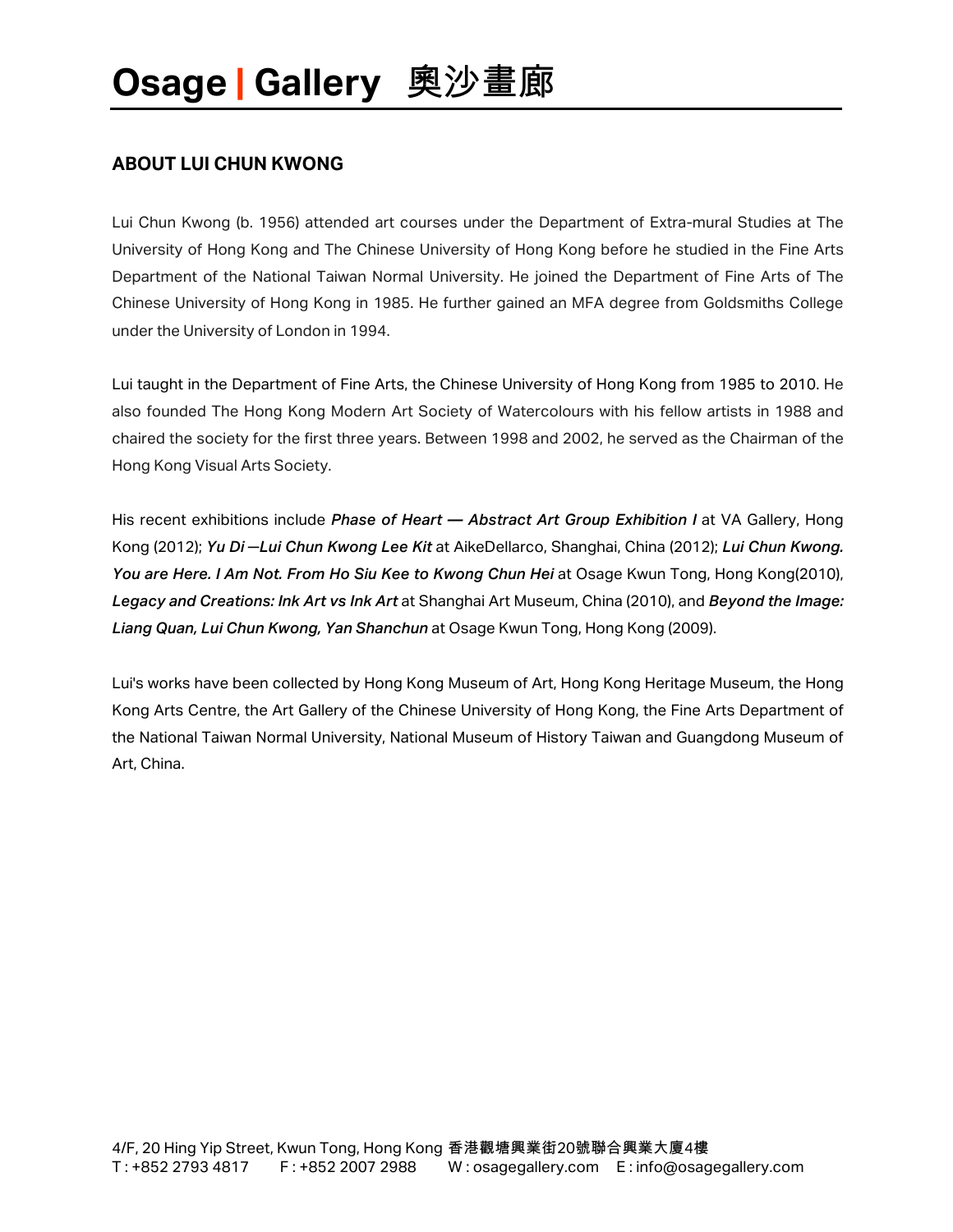## ABOUT LUI CHUN KWONG

Lui Chun Kwong (b. 1956) attended art courses under the Department of Extra-mural Studies at The University of Hong Kong and The Chinese University of Hong Kong before he studied in the Fine Arts Department of the National Taiwan Normal University. He joined the Department of Fine Arts of The Chinese University of Hong Kong in 1985. He further gained an MFA degree from Goldsmiths College under the University of London in 1994.

Lui taught in the Department of Fine Arts, the Chinese University of Hong Kong from 1985 to 2010. He also founded The Hong Kong Modern Art Society of Watercolours with his fellow artists in 1988 and chaired the society for the first three years. Between 1998 and 2002, he served as the Chairman of the Hong Kong Visual Arts Society.

His recent exhibitions include ***Phase of Heart — Abstract Art Group Exhibition I*** at VA Gallery, Hong Kong (2012); ***Yu Di —Lui Chun Kwong Lee Kit*** at AikeDellarco, Shanghai, China (2012); ***Lui Chun Kwong. You are Here. I Am Not. From Ho Siu Kee to Kwong Chun Hei*** at Osage Kwun Tong, Hong Kong(2010), ***Legacy and Creations: Ink Art vs Ink Art*** at Shanghai Art Museum, China (2010), and ***Beyond the Image: Liang Quan, Lui Chun Kwong, Yan Shanchun*** at Osage Kwun Tong, Hong Kong (2009).

Lui's works have been collected by Hong Kong Museum of Art, Hong Kong Heritage Museum, the Hong Kong Arts Centre, the Art Gallery of the Chinese University of Hong Kong, the Fine Arts Department of the National Taiwan Normal University, National Museum of History Taiwan and Guangdong Museum of Art, China.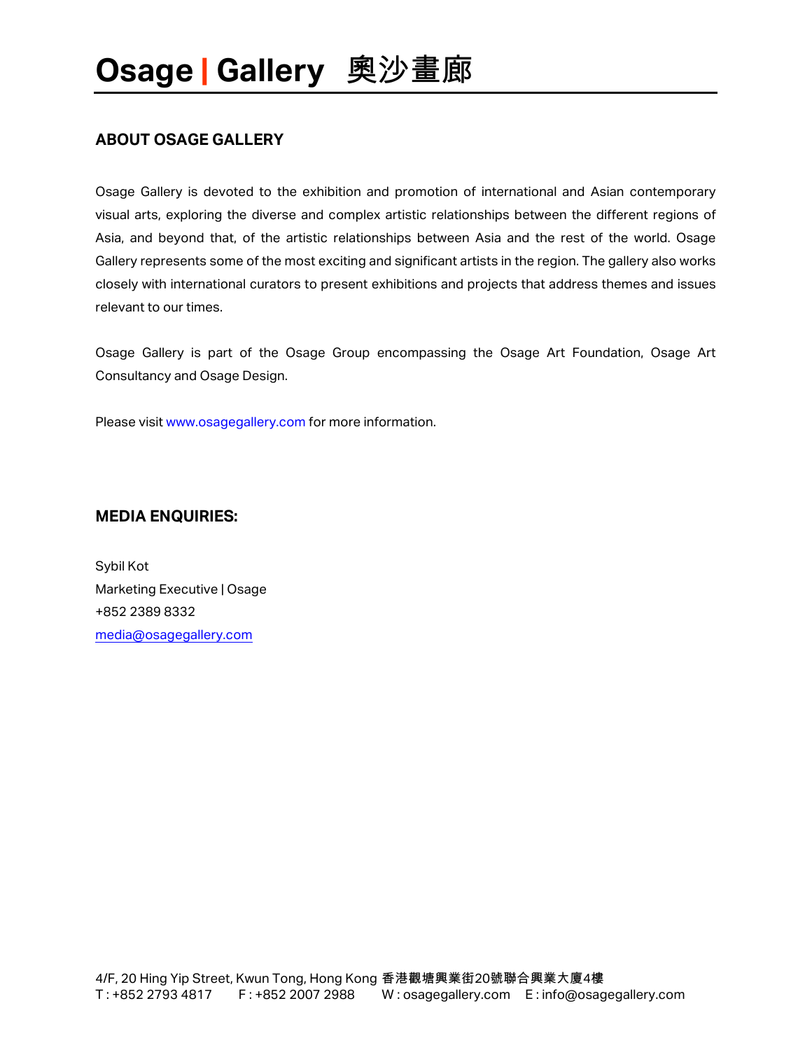## ABOUT OSAGE GALLERY

Osage Gallery is devoted to the exhibition and promotion of international and Asian contemporary visual arts, exploring the diverse and complex artistic relationships between the different regions of Asia, and beyond that, of the artistic relationships between Asia and the rest of the world. Osage Gallery represents some of the most exciting and significant artists in the region. The gallery also works closely with international curators to present exhibitions and projects that address themes and issues relevant to our times.

Osage Gallery is part of the Osage Group encompassing the Osage Art Foundation, Osage Art Consultancy and Osage Design.

Please visit www.osagegallery.com for more information.

## MEDIA ENQUIRIES:

Sybil Kot
Marketing Executive | Osage
+852 2389 8332
media@osagegallery.com